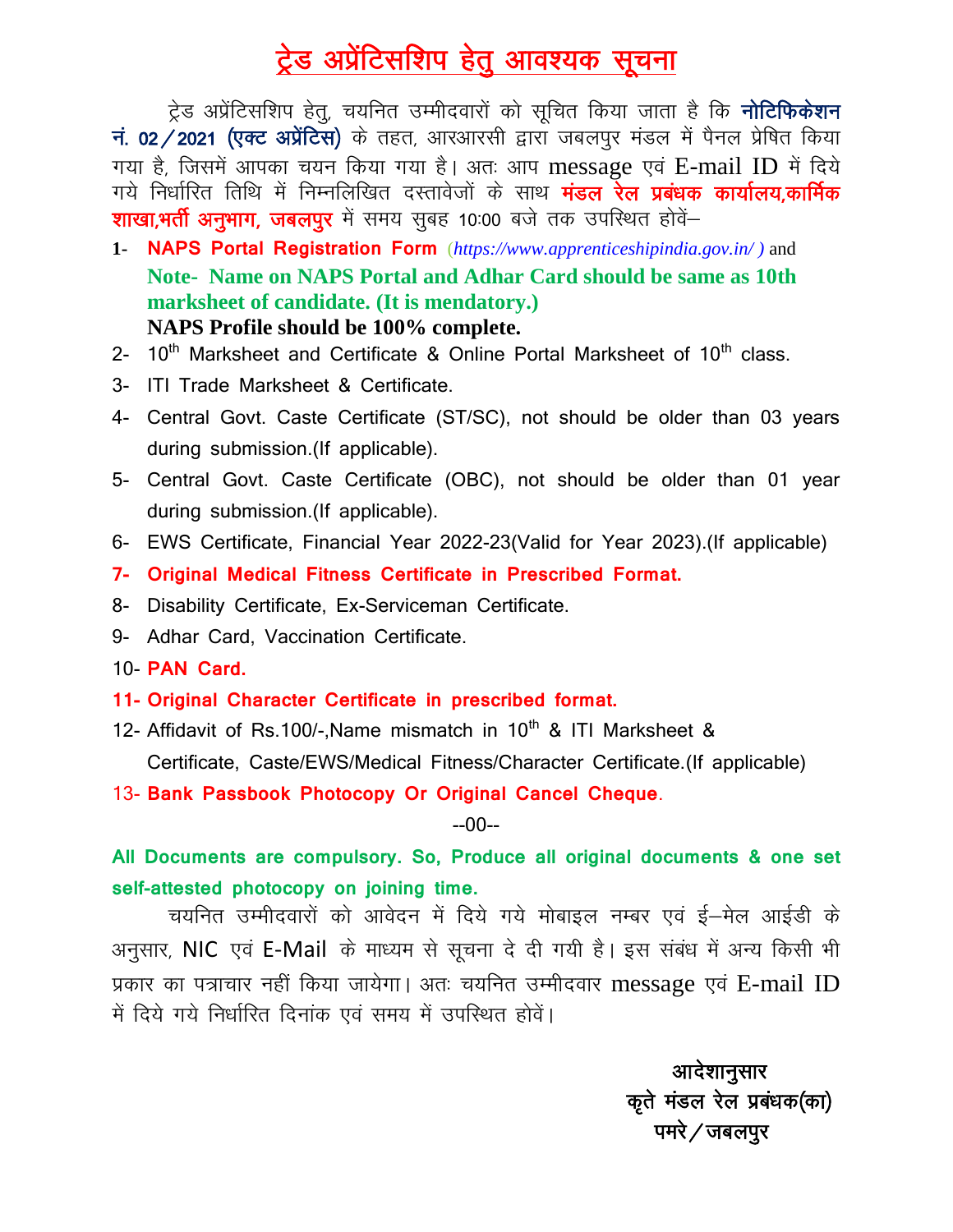# ट्रेड अप्रेंटिसशिप हेतु आवश्यक सूचना

ट्रेड अप्रेंटिसशिप हेतु, चयनित उम्मीदवारों को सूचित किया जाता है कि **नोटिफिकेशन नं. 02/2021 (एक्ट अप्रेंटिस)** के तहत, आरआरसी द्वारा जबलपुर मंडल में पैनल प्रेषित किया गया है, जिसमें आपका चयन किया गया है। अतः आप message एवं E-mail ID में दिये गये निर्धारित तिथि में निम्नलिखित दस्तावेजों के साथ **मंडल रेल प्रबंधक कार्यालय,कार्मिक शाखा,भर्ती अनुभाग, जबलपुर** में समय सुबह 10:00 बजे तक उपस्थित होवें–

1- **NAPS Portal Registration Form** (*https://www.apprenticeshipindia.gov.in/*) and
   **Note- Name on NAPS Portal and Adhar Card should be same as 10th marksheet of candidate. (It is mendatory.)**
   **NAPS Profile should be 100% complete.**
2- 10th Marksheet and Certificate & Online Portal Marksheet of 10th class.
3- ITI Trade Marksheet & Certificate.
4- Central Govt. Caste Certificate (ST/SC), not should be older than 03 years during submission.(If applicable).
5- Central Govt. Caste Certificate (OBC), not should be older than 01 year during submission.(If applicable).
6- EWS Certificate, Financial Year 2022-23(Valid for Year 2023).(If applicable)
7- **Original Medical Fitness Certificate in Prescribed Format.**
8- Disability Certificate, Ex-Serviceman Certificate.
9- Adhar Card, Vaccination Certificate.
10- **PAN Card.**
11- **Original Character Certificate in prescribed format.**
12- Affidavit of Rs.100/-,Name mismatch in 10th & ITI Marksheet & Certificate, Caste/EWS/Medical Fitness/Character Certificate.(If applicable)
13- **Bank Passbook Photocopy Or Original Cancel Cheque**.

--00--

**All Documents are compulsory. So, Produce all original documents & one set self-attested photocopy on joining time.**

चयनित उम्मीदवारों को आवेदन में दिये गये मोबाइल नम्बर एवं ई–मेल आईडी के अनुसार, NIC एवं E-Mail के माध्यम से सूचना दे दी गयी है। इस संबंध में अन्य किसी भी प्रकार का पत्राचार नहीं किया जायेगा। अतः चयनित उम्मीदवार message एवं E-mail ID में दिये गये निर्धारित दिनांक एवं समय में उपस्थित होवें।

**आदेशानुसार**
**कृते मंडल रेल प्रबंधक(का)**
**पमरे/जबलपुर**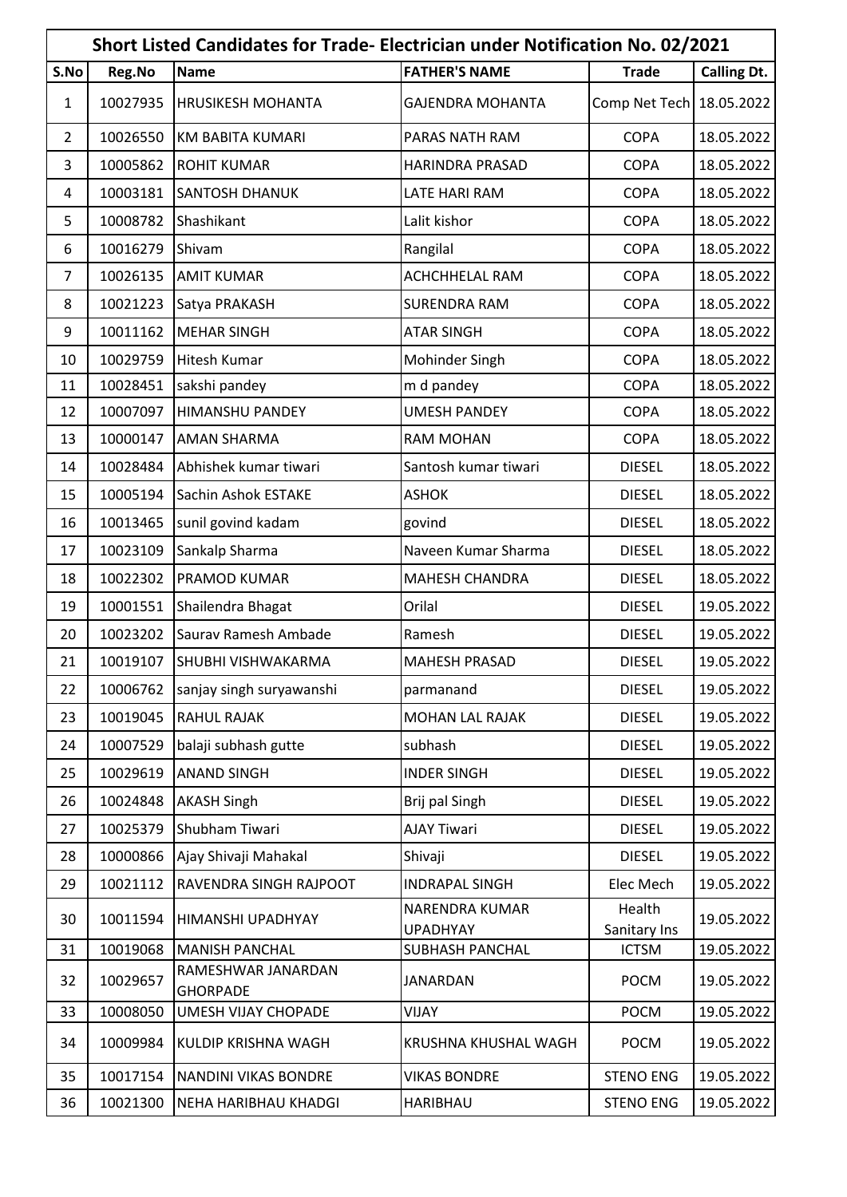| Short Listed Candidates for Trade- Electrician under Notification No. 02/2021 | | | | | |
|---|---|---|---|---|---|
| S.No | Reg.No | Name | FATHER'S NAME | Trade | Calling Dt. |
| 1 | 10027935 | HRUSIKESH MOHANTA | GAJENDRA MOHANTA | Comp Net Tech | 18.05.2022 |
| 2 | 10026550 | KM BABITA KUMARI | PARAS NATH RAM | COPA | 18.05.2022 |
| 3 | 10005862 | ROHIT KUMAR | HARINDRA PRASAD | COPA | 18.05.2022 |
| 4 | 10003181 | SANTOSH DHANUK | LATE HARI RAM | COPA | 18.05.2022 |
| 5 | 10008782 | Shashikant | Lalit kishor | COPA | 18.05.2022 |
| 6 | 10016279 | Shivam | Rangilal | COPA | 18.05.2022 |
| 7 | 10026135 | AMIT KUMAR | ACHCHHELAL RAM | COPA | 18.05.2022 |
| 8 | 10021223 | Satya PRAKASH | SURENDRA RAM | COPA | 18.05.2022 |
| 9 | 10011162 | MEHAR SINGH | ATAR SINGH | COPA | 18.05.2022 |
| 10 | 10029759 | Hitesh Kumar | Mohinder Singh | COPA | 18.05.2022 |
| 11 | 10028451 | sakshi pandey | m d pandey | COPA | 18.05.2022 |
| 12 | 10007097 | HIMANSHU PANDEY | UMESH PANDEY | COPA | 18.05.2022 |
| 13 | 10000147 | AMAN SHARMA | RAM MOHAN | COPA | 18.05.2022 |
| 14 | 10028484 | Abhishek kumar tiwari | Santosh kumar tiwari | DIESEL | 18.05.2022 |
| 15 | 10005194 | Sachin Ashok ESTAKE | ASHOK | DIESEL | 18.05.2022 |
| 16 | 10013465 | sunil govind kadam | govind | DIESEL | 18.05.2022 |
| 17 | 10023109 | Sankalp Sharma | Naveen Kumar Sharma | DIESEL | 18.05.2022 |
| 18 | 10022302 | PRAMOD KUMAR | MAHESH CHANDRA | DIESEL | 18.05.2022 |
| 19 | 10001551 | Shailendra Bhagat | Orilal | DIESEL | 19.05.2022 |
| 20 | 10023202 | Saurav Ramesh Ambade | Ramesh | DIESEL | 19.05.2022 |
| 21 | 10019107 | SHUBHI VISHWAKARMA | MAHESH PRASAD | DIESEL | 19.05.2022 |
| 22 | 10006762 | sanjay singh suryawanshi | parmanand | DIESEL | 19.05.2022 |
| 23 | 10019045 | RAHUL RAJAK | MOHAN LAL RAJAK | DIESEL | 19.05.2022 |
| 24 | 10007529 | balaji subhash gutte | subhash | DIESEL | 19.05.2022 |
| 25 | 10029619 | ANAND SINGH | INDER SINGH | DIESEL | 19.05.2022 |
| 26 | 10024848 | AKASH Singh | Brij pal Singh | DIESEL | 19.05.2022 |
| 27 | 10025379 | Shubham Tiwari | AJAY Tiwari | DIESEL | 19.05.2022 |
| 28 | 10000866 | Ajay Shivaji Mahakal | Shivaji | DIESEL | 19.05.2022 |
| 29 | 10021112 | RAVENDRA SINGH RAJPOOT | INDRAPAL SINGH | Elec Mech | 19.05.2022 |
| 30 | 10011594 | HIMANSHI UPADHYAY | NARENDRA KUMAR UPADHYAY | Health Sanitary Ins | 19.05.2022 |
| 31 | 10019068 | MANISH PANCHAL | SUBHASH PANCHAL | ICTSM | 19.05.2022 |
| 32 | 10029657 | RAMESHWAR JANARDAN GHORPADE | JANARDAN | POCM | 19.05.2022 |
| 33 | 10008050 | UMESH VIJAY CHOPADE | VIJAY | POCM | 19.05.2022 |
| 34 | 10009984 | KULDIP KRISHNA WAGH | KRUSHNA KHUSHAL WAGH | POCM | 19.05.2022 |
| 35 | 10017154 | NANDINI VIKAS BONDRE | VIKAS BONDRE | STENO ENG | 19.05.2022 |
| 36 | 10021300 | NEHA HARIBHAU KHADGI | HARIBHAU | STENO ENG | 19.05.2022 |